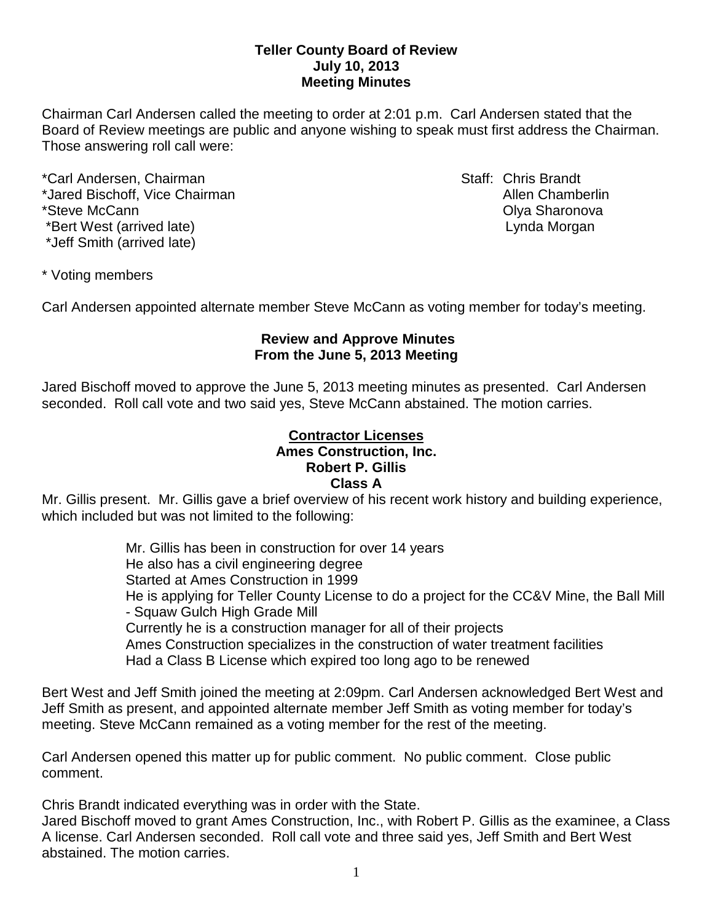**Teller County Board of Review**
**July 10, 2013**
**Meeting Minutes**

Chairman Carl Andersen called the meeting to order at 2:01 p.m. Carl Andersen stated that the Board of Review meetings are public and anyone wishing to speak must first address the Chairman. Those answering roll call were:

*Carl Andersen, Chairman
*Jared Bischoff, Vice Chairman
*Steve McCann
*Bert West (arrived late)
*Jeff Smith (arrived late)

Staff: Chris Brandt
Allen Chamberlin
Olya Sharonova
Lynda Morgan

* Voting members

Carl Andersen appointed alternate member Steve McCann as voting member for today's meeting.

**Review and Approve Minutes**
**From the June 5, 2013 Meeting**

Jared Bischoff moved to approve the June 5, 2013 meeting minutes as presented. Carl Andersen seconded. Roll call vote and two said yes, Steve McCann abstained. The motion carries.

**Contractor Licenses**
**Ames Construction, Inc.**
**Robert P. Gillis**
**Class A**

Mr. Gillis present. Mr. Gillis gave a brief overview of his recent work history and building experience, which included but was not limited to the following:

Mr. Gillis has been in construction for over 14 years
He also has a civil engineering degree
Started at Ames Construction in 1999
He is applying for Teller County License to do a project for the CC&V Mine, the Ball Mill - Squaw Gulch High Grade Mill
Currently he is a construction manager for all of their projects
Ames Construction specializes in the construction of water treatment facilities
Had a Class B License which expired too long ago to be renewed

Bert West and Jeff Smith joined the meeting at 2:09pm. Carl Andersen acknowledged Bert West and Jeff Smith as present, and appointed alternate member Jeff Smith as voting member for today's meeting. Steve McCann remained as a voting member for the rest of the meeting.

Carl Andersen opened this matter up for public comment. No public comment. Close public comment.

Chris Brandt indicated everything was in order with the State.
Jared Bischoff moved to grant Ames Construction, Inc., with Robert P. Gillis as the examinee, a Class A license. Carl Andersen seconded. Roll call vote and three said yes, Jeff Smith and Bert West abstained. The motion carries.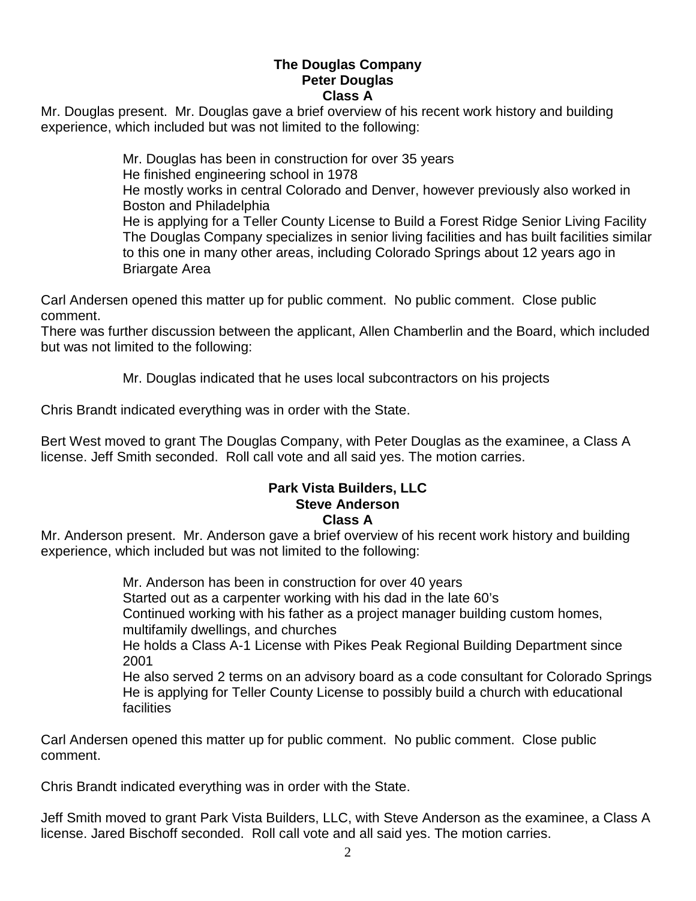**The Douglas Company**
**Peter Douglas**
**Class A**

Mr. Douglas present. Mr. Douglas gave a brief overview of his recent work history and building experience, which included but was not limited to the following:

Mr. Douglas has been in construction for over 35 years
He finished engineering school in 1978
He mostly works in central Colorado and Denver, however previously also worked in Boston and Philadelphia
He is applying for a Teller County License to Build a Forest Ridge Senior Living Facility
The Douglas Company specializes in senior living facilities and has built facilities similar to this one in many other areas, including Colorado Springs about 12 years ago in Briargate Area

Carl Andersen opened this matter up for public comment. No public comment. Close public comment.
There was further discussion between the applicant, Allen Chamberlin and the Board, which included but was not limited to the following:

Mr. Douglas indicated that he uses local subcontractors on his projects

Chris Brandt indicated everything was in order with the State.

Bert West moved to grant The Douglas Company, with Peter Douglas as the examinee, a Class A license. Jeff Smith seconded. Roll call vote and all said yes. The motion carries.

**Park Vista Builders, LLC**
**Steve Anderson**
**Class A**

Mr. Anderson present. Mr. Anderson gave a brief overview of his recent work history and building experience, which included but was not limited to the following:

Mr. Anderson has been in construction for over 40 years
Started out as a carpenter working with his dad in the late 60's
Continued working with his father as a project manager building custom homes, multifamily dwellings, and churches
He holds a Class A-1 License with Pikes Peak Regional Building Department since 2001
He also served 2 terms on an advisory board as a code consultant for Colorado Springs
He is applying for Teller County License to possibly build a church with educational facilities

Carl Andersen opened this matter up for public comment. No public comment. Close public comment.

Chris Brandt indicated everything was in order with the State.

Jeff Smith moved to grant Park Vista Builders, LLC, with Steve Anderson as the examinee, a Class A license. Jared Bischoff seconded. Roll call vote and all said yes. The motion carries.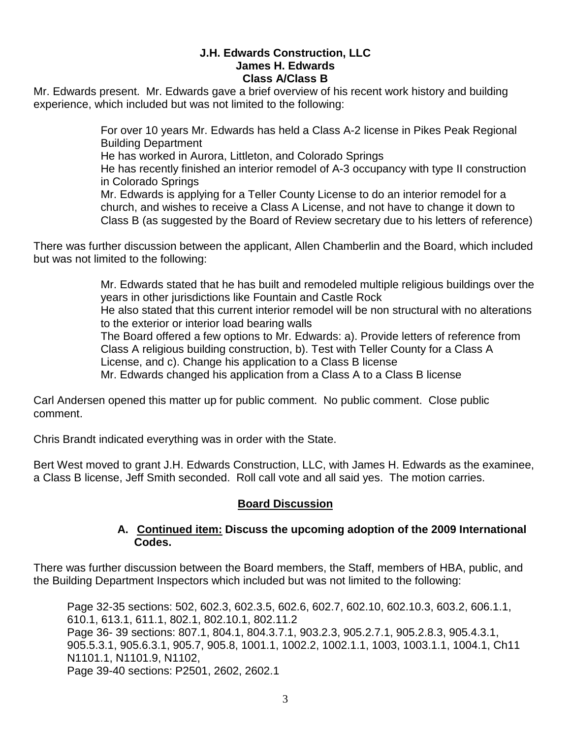**J.H. Edwards Construction, LLC**
**James H. Edwards**
**Class A/Class B**

Mr. Edwards present. Mr. Edwards gave a brief overview of his recent work history and building experience, which included but was not limited to the following:

> For over 10 years Mr. Edwards has held a Class A-2 license in Pikes Peak Regional Building Department
> He has worked in Aurora, Littleton, and Colorado Springs
> He has recently finished an interior remodel of A-3 occupancy with type II construction in Colorado Springs
> Mr. Edwards is applying for a Teller County License to do an interior remodel for a church, and wishes to receive a Class A License, and not have to change it down to Class B (as suggested by the Board of Review secretary due to his letters of reference)

There was further discussion between the applicant, Allen Chamberlin and the Board, which included but was not limited to the following:

> Mr. Edwards stated that he has built and remodeled multiple religious buildings over the years in other jurisdictions like Fountain and Castle Rock
> He also stated that this current interior remodel will be non structural with no alterations to the exterior or interior load bearing walls
> The Board offered a few options to Mr. Edwards: a). Provide letters of reference from Class A religious building construction, b). Test with Teller County for a Class A License, and c). Change his application to a Class B license
> Mr. Edwards changed his application from a Class A to a Class B license

Carl Andersen opened this matter up for public comment. No public comment. Close public comment.

Chris Brandt indicated everything was in order with the State.

Bert West moved to grant J.H. Edwards Construction, LLC, with James H. Edwards as the examinee, a Class B license, Jeff Smith seconded. Roll call vote and all said yes. The motion carries.

## Board Discussion

**A. Continued item: Discuss the upcoming adoption of the 2009 International Codes.**

There was further discussion between the Board members, the Staff, members of HBA, public, and the Building Department Inspectors which included but was not limited to the following:

> Page 32-35 sections: 502, 602.3, 602.3.5, 602.6, 602.7, 602.10, 602.10.3, 603.2, 606.1.1, 610.1, 613.1, 611.1, 802.1, 802.10.1, 802.11.2
> Page 36- 39 sections: 807.1, 804.1, 804.3.7.1, 903.2.3, 905.2.7.1, 905.2.8.3, 905.4.3.1, 905.5.3.1, 905.6.3.1, 905.7, 905.8, 1001.1, 1002.2, 1002.1.1, 1003, 1003.1.1, 1004.1, Ch11 N1101.1, N1101.9, N1102,
> Page 39-40 sections: P2501, 2602, 2602.1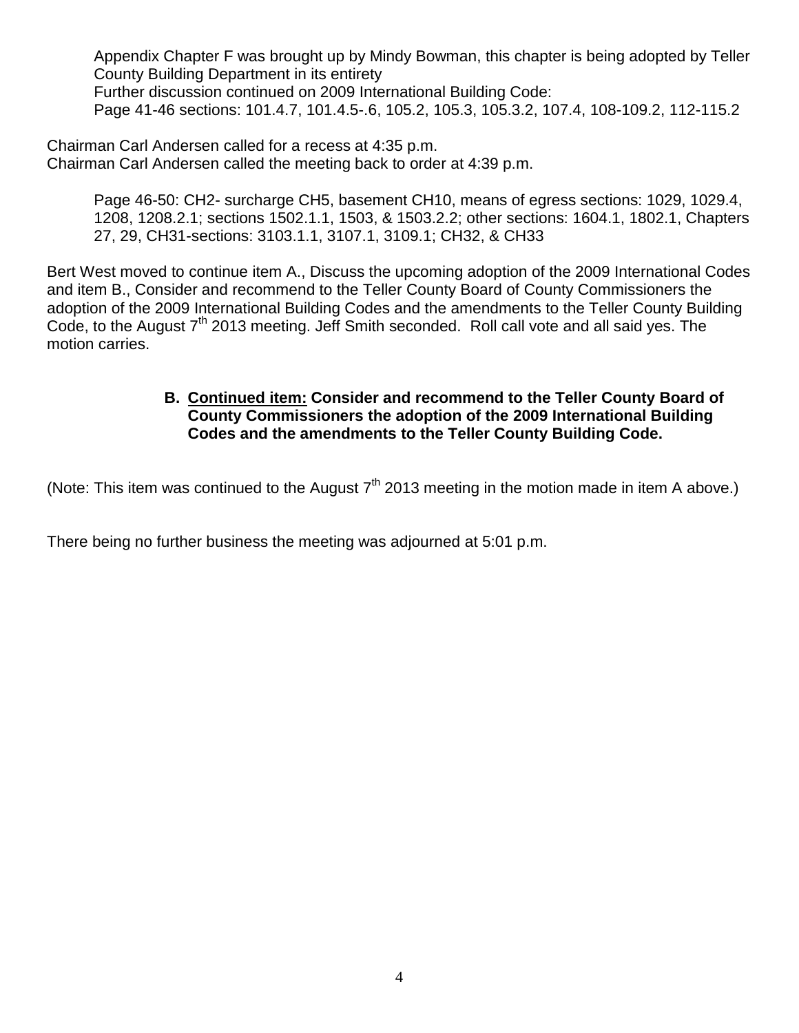Appendix Chapter F was brought up by Mindy Bowman, this chapter is being adopted by Teller County Building Department in its entirety
Further discussion continued on 2009 International Building Code:
Page 41-46 sections: 101.4.7, 101.4.5-.6, 105.2, 105.3, 105.3.2, 107.4, 108-109.2, 112-115.2

Chairman Carl Andersen called for a recess at 4:35 p.m.
Chairman Carl Andersen called the meeting back to order at 4:39 p.m.

Page 46-50: CH2- surcharge CH5, basement CH10, means of egress sections: 1029, 1029.4, 1208, 1208.2.1; sections 1502.1.1, 1503, & 1503.2.2; other sections: 1604.1, 1802.1, Chapters 27, 29, CH31-sections: 3103.1.1, 3107.1, 3109.1; CH32, & CH33

Bert West moved to continue item A., Discuss the upcoming adoption of the 2009 International Codes and item B., Consider and recommend to the Teller County Board of County Commissioners the adoption of the 2009 International Building Codes and the amendments to the Teller County Building Code, to the August 7th 2013 meeting. Jeff Smith seconded. Roll call vote and all said yes. The motion carries.

**B. Continued item: Consider and recommend to the Teller County Board of County Commissioners the adoption of the 2009 International Building Codes and the amendments to the Teller County Building Code.**

(Note: This item was continued to the August 7th 2013 meeting in the motion made in item A above.)

There being no further business the meeting was adjourned at 5:01 p.m.